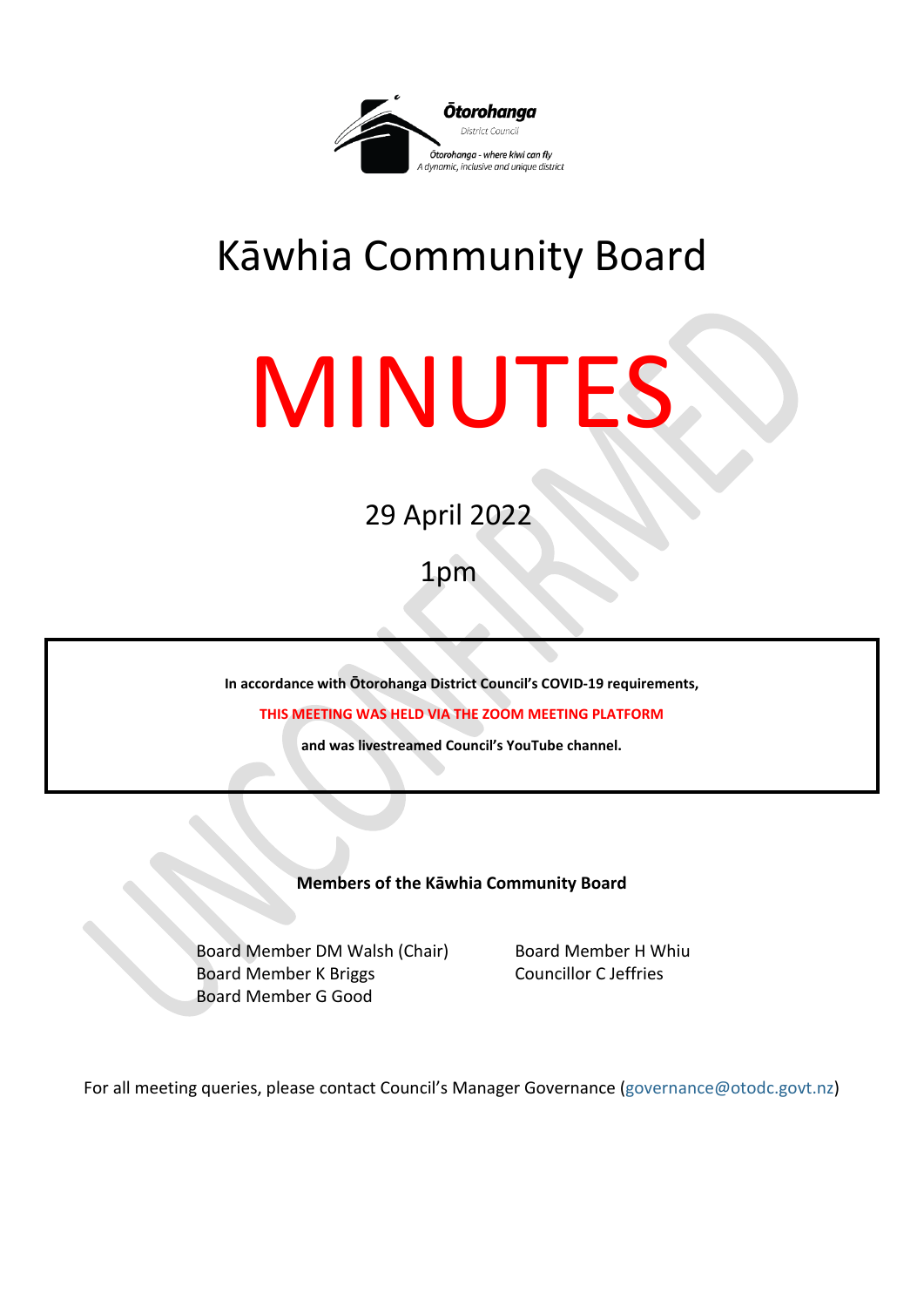Ōtorohanga District Council

Ōtorohanga - where kiwi can fly
A dynamic, inclusive and unique district

# Kāwhia Community Board

# MINUTES

29 April 2022

1pm

**In accordance with Ōtorohanga District Council's COVID-19 requirements,**

**THIS MEETING WAS HELD VIA THE ZOOM MEETING PLATFORM**

**and was livestreamed Council's YouTube channel.**

**Members of the Kāwhia Community Board**

Board Member DM Walsh (Chair)
Board Member K Briggs
Board Member G Good
Board Member H Whiu
Councillor C Jeffries

For all meeting queries, please contact Council's Manager Governance (governance@otodc.govt.nz)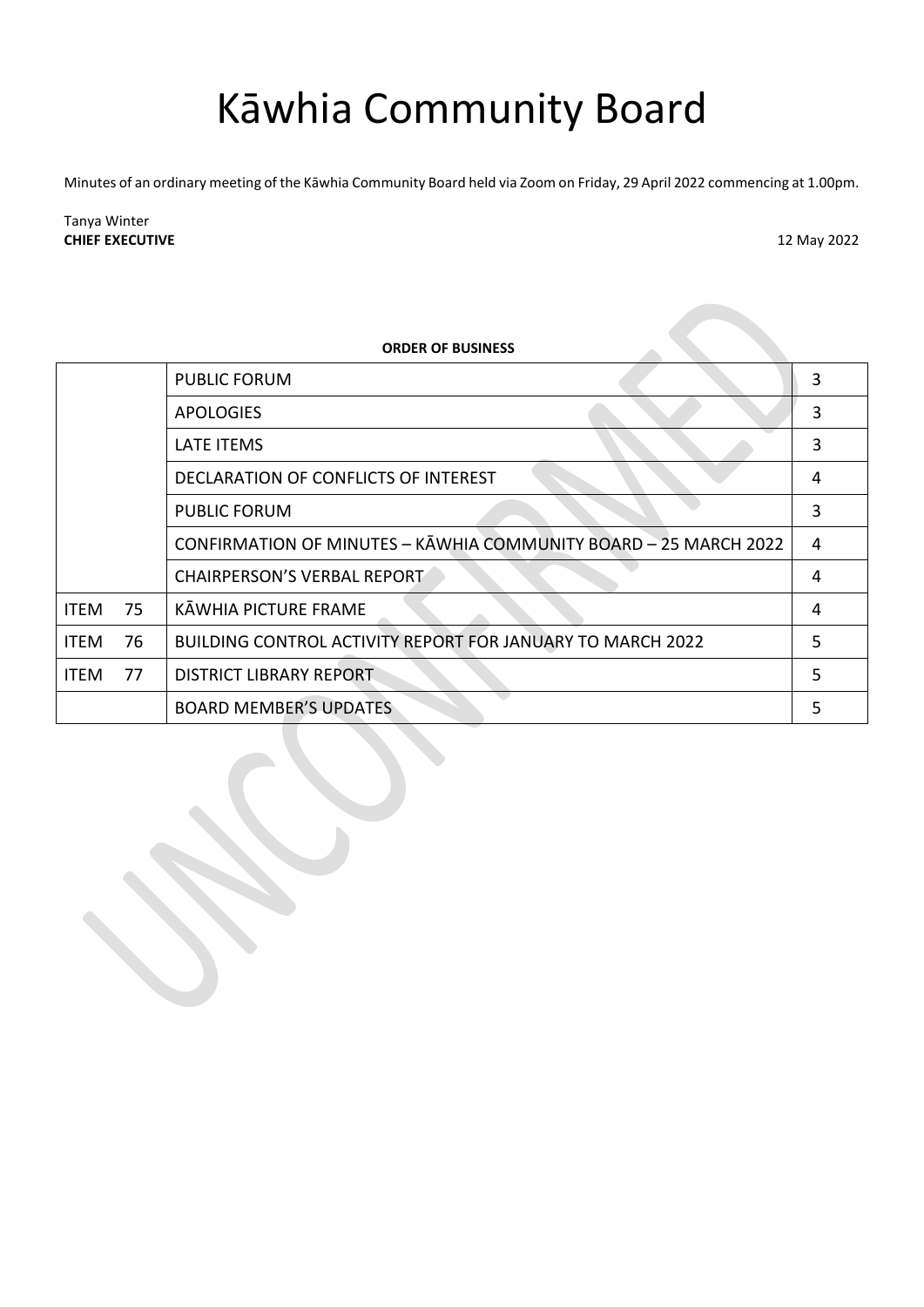# Kāwhia Community Board

Minutes of an ordinary meeting of the Kāwhia Community Board held via Zoom on Friday, 29 April 2022 commencing at 1.00pm.

Tanya Winter
**CHIEF EXECUTIVE** 12 May 2022

**ORDER OF BUSINESS**

| | | |
|---|---|---|
| | PUBLIC FORUM | 3 |
| | APOLOGIES | 3 |
| | LATE ITEMS | 3 |
| | DECLARATION OF CONFLICTS OF INTEREST | 4 |
| | PUBLIC FORUM | 3 |
| | CONFIRMATION OF MINUTES – KĀWHIA COMMUNITY BOARD – 25 MARCH 2022 | 4 |
| | CHAIRPERSON'S VERBAL REPORT | 4 |
| ITEM 75 | KĀWHIA PICTURE FRAME | 4 |
| ITEM 76 | BUILDING CONTROL ACTIVITY REPORT FOR JANUARY TO MARCH 2022 | 5 |
| ITEM 77 | DISTRICT LIBRARY REPORT | 5 |
| | BOARD MEMBER'S UPDATES | 5 |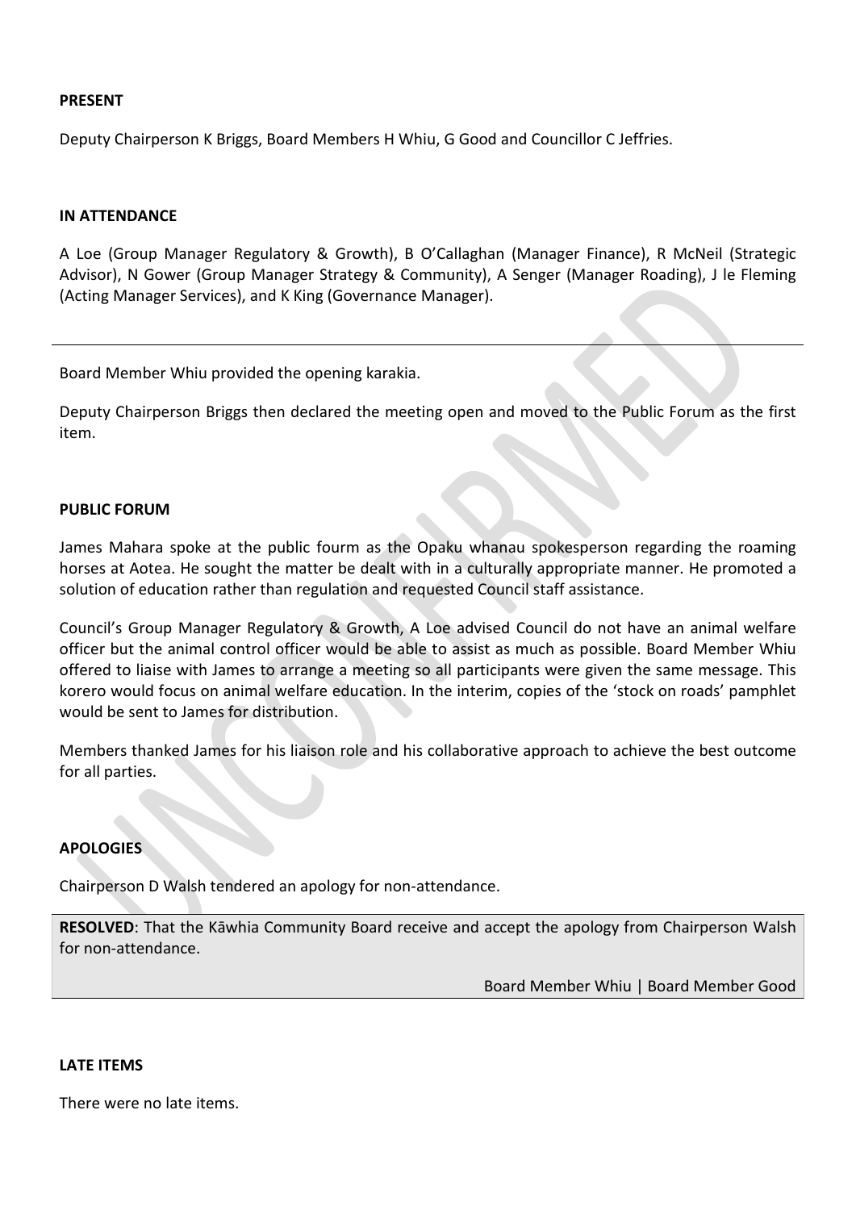**PRESENT**

Deputy Chairperson K Briggs, Board Members H Whiu, G Good and Councillor C Jeffries.

**IN ATTENDANCE**

A Loe (Group Manager Regulatory & Growth), B O'Callaghan (Manager Finance), R McNeil (Strategic Advisor), N Gower (Group Manager Strategy & Community), A Senger (Manager Roading), J le Fleming (Acting Manager Services), and K King (Governance Manager).

---

Board Member Whiu provided the opening karakia.

Deputy Chairperson Briggs then declared the meeting open and moved to the Public Forum as the first item.

**PUBLIC FORUM**

James Mahara spoke at the public fourm as the Opaku whanau spokesperson regarding the roaming horses at Aotea. He sought the matter be dealt with in a culturally appropriate manner. He promoted a solution of education rather than regulation and requested Council staff assistance.

Council's Group Manager Regulatory & Growth, A Loe advised Council do not have an animal welfare officer but the animal control officer would be able to assist as much as possible. Board Member Whiu offered to liaise with James to arrange a meeting so all participants were given the same message. This korero would focus on animal welfare education. In the interim, copies of the 'stock on roads' pamphlet would be sent to James for distribution.

Members thanked James for his liaison role and his collaborative approach to achieve the best outcome for all parties.

**APOLOGIES**

Chairperson D Walsh tendered an apology for non-attendance.

**RESOLVED**: That the Kāwhia Community Board receive and accept the apology from Chairperson Walsh for non-attendance.

Board Member Whiu | Board Member Good

**LATE ITEMS**

There were no late items.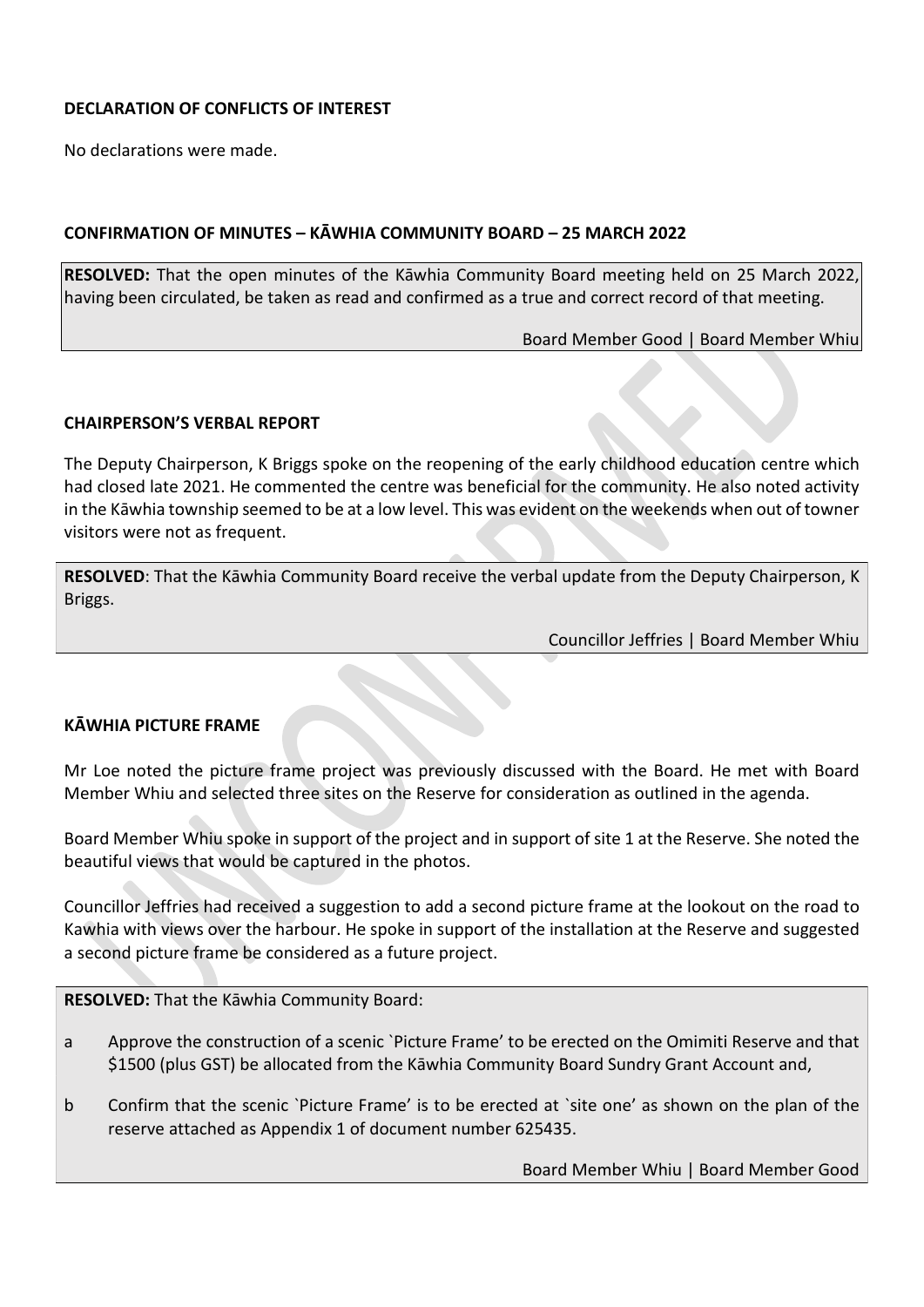**DECLARATION OF CONFLICTS OF INTEREST**

No declarations were made.

**CONFIRMATION OF MINUTES – KĀWHIA COMMUNITY BOARD – 25 MARCH 2022**

**RESOLVED:** That the open minutes of the Kāwhia Community Board meeting held on 25 March 2022, having been circulated, be taken as read and confirmed as a true and correct record of that meeting.

Board Member Good | Board Member Whiu

**CHAIRPERSON'S VERBAL REPORT**

The Deputy Chairperson, K Briggs spoke on the reopening of the early childhood education centre which had closed late 2021. He commented the centre was beneficial for the community. He also noted activity in the Kāwhia township seemed to be at a low level. This was evident on the weekends when out of towner visitors were not as frequent.

**RESOLVED**: That the Kāwhia Community Board receive the verbal update from the Deputy Chairperson, K Briggs.

Councillor Jeffries | Board Member Whiu

**KĀWHIA PICTURE FRAME**

Mr Loe noted the picture frame project was previously discussed with the Board. He met with Board Member Whiu and selected three sites on the Reserve for consideration as outlined in the agenda.

Board Member Whiu spoke in support of the project and in support of site 1 at the Reserve. She noted the beautiful views that would be captured in the photos.

Councillor Jeffries had received a suggestion to add a second picture frame at the lookout on the road to Kawhia with views over the harbour. He spoke in support of the installation at the Reserve and suggested a second picture frame be considered as a future project.

**RESOLVED:** That the Kāwhia Community Board:

a Approve the construction of a scenic `Picture Frame' to be erected on the Omimiti Reserve and that \$1500 (plus GST) be allocated from the Kāwhia Community Board Sundry Grant Account and,

b Confirm that the scenic `Picture Frame' is to be erected at `site one' as shown on the plan of the reserve attached as Appendix 1 of document number 625435.

Board Member Whiu | Board Member Good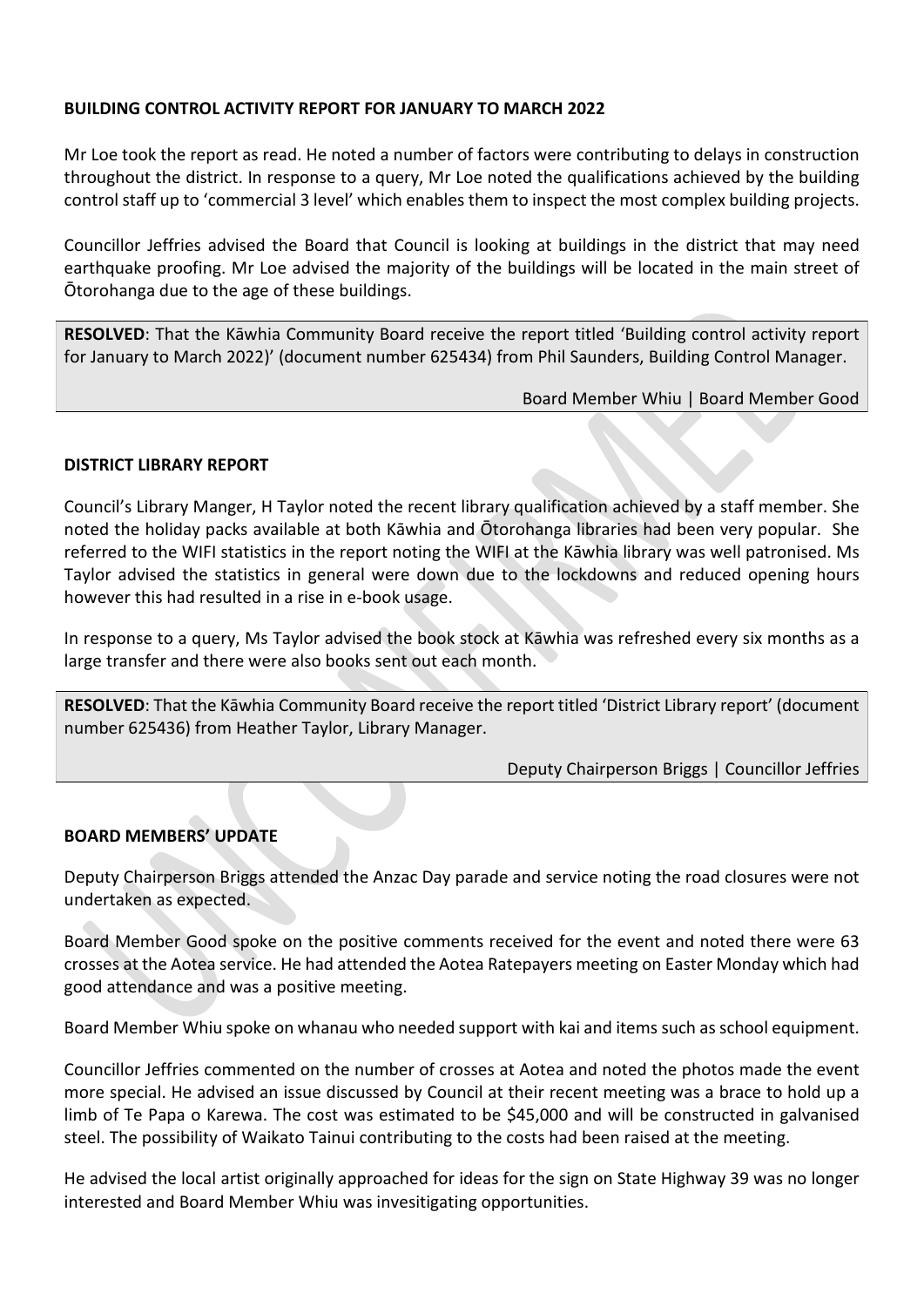**BUILDING CONTROL ACTIVITY REPORT FOR JANUARY TO MARCH 2022**

Mr Loe took the report as read. He noted a number of factors were contributing to delays in construction throughout the district. In response to a query, Mr Loe noted the qualifications achieved by the building control staff up to 'commercial 3 level' which enables them to inspect the most complex building projects.

Councillor Jeffries advised the Board that Council is looking at buildings in the district that may need earthquake proofing. Mr Loe advised the majority of the buildings will be located in the main street of Ōtorohanga due to the age of these buildings.

**RESOLVED**: That the Kāwhia Community Board receive the report titled 'Building control activity report for January to March 2022)' (document number 625434) from Phil Saunders, Building Control Manager.

Board Member Whiu | Board Member Good

**DISTRICT LIBRARY REPORT**

Council's Library Manger, H Taylor noted the recent library qualification achieved by a staff member. She noted the holiday packs available at both Kāwhia and Ōtorohanga libraries had been very popular. She referred to the WIFI statistics in the report noting the WIFI at the Kāwhia library was well patronised. Ms Taylor advised the statistics in general were down due to the lockdowns and reduced opening hours however this had resulted in a rise in e-book usage.

In response to a query, Ms Taylor advised the book stock at Kāwhia was refreshed every six months as a large transfer and there were also books sent out each month.

**RESOLVED**: That the Kāwhia Community Board receive the report titled 'District Library report' (document number 625436) from Heather Taylor, Library Manager.

Deputy Chairperson Briggs | Councillor Jeffries

**BOARD MEMBERS' UPDATE**

Deputy Chairperson Briggs attended the Anzac Day parade and service noting the road closures were not undertaken as expected.

Board Member Good spoke on the positive comments received for the event and noted there were 63 crosses at the Aotea service. He had attended the Aotea Ratepayers meeting on Easter Monday which had good attendance and was a positive meeting.

Board Member Whiu spoke on whanau who needed support with kai and items such as school equipment.

Councillor Jeffries commented on the number of crosses at Aotea and noted the photos made the event more special. He advised an issue discussed by Council at their recent meeting was a brace to hold up a limb of Te Papa o Karewa. The cost was estimated to be $45,000 and will be constructed in galvanised steel. The possibility of Waikato Tainui contributing to the costs had been raised at the meeting.

He advised the local artist originally approached for ideas for the sign on State Highway 39 was no longer interested and Board Member Whiu was invesitigating opportunities.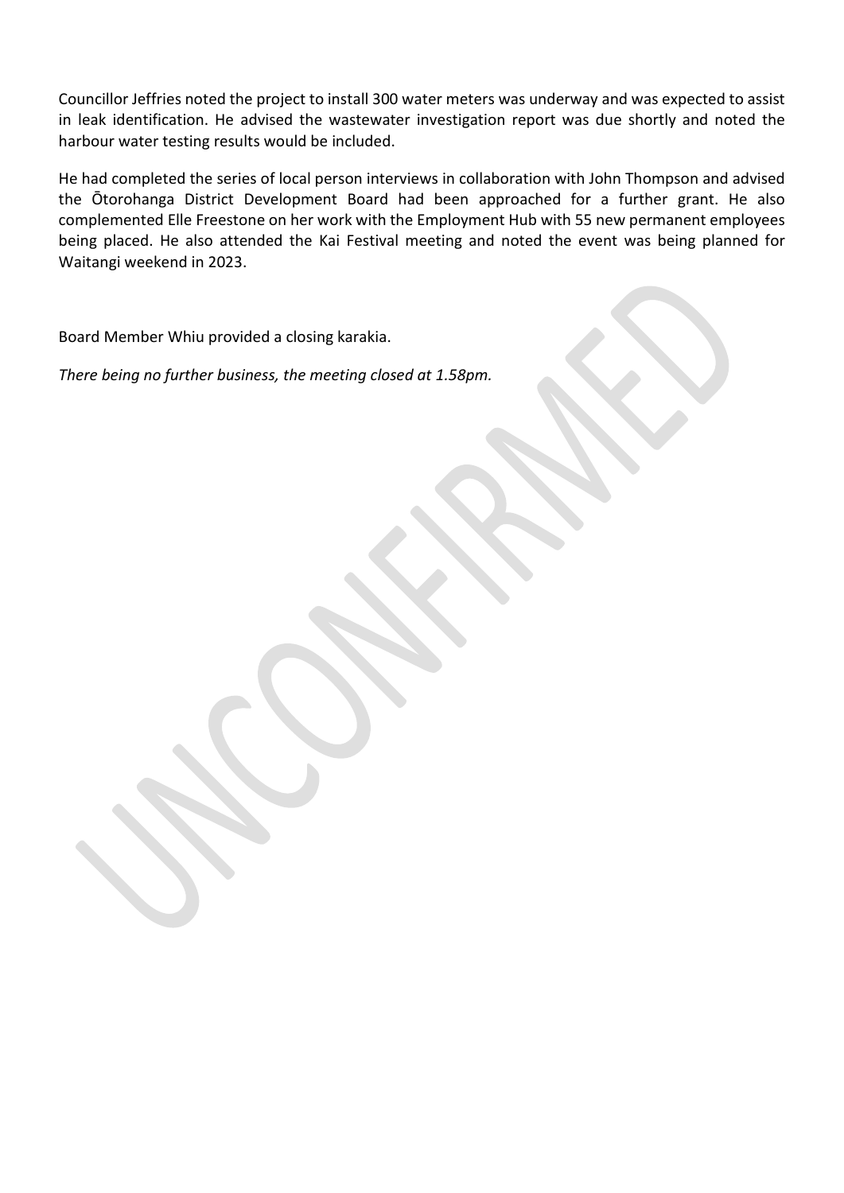Councillor Jeffries noted the project to install 300 water meters was underway and was expected to assist in leak identification. He advised the wastewater investigation report was due shortly and noted the harbour water testing results would be included.

He had completed the series of local person interviews in collaboration with John Thompson and advised the Ōtorohanga District Development Board had been approached for a further grant. He also complemented Elle Freestone on her work with the Employment Hub with 55 new permanent employees being placed. He also attended the Kai Festival meeting and noted the event was being planned for Waitangi weekend in 2023.

Board Member Whiu provided a closing karakia.

*There being no further business, the meeting closed at 1.58pm.*